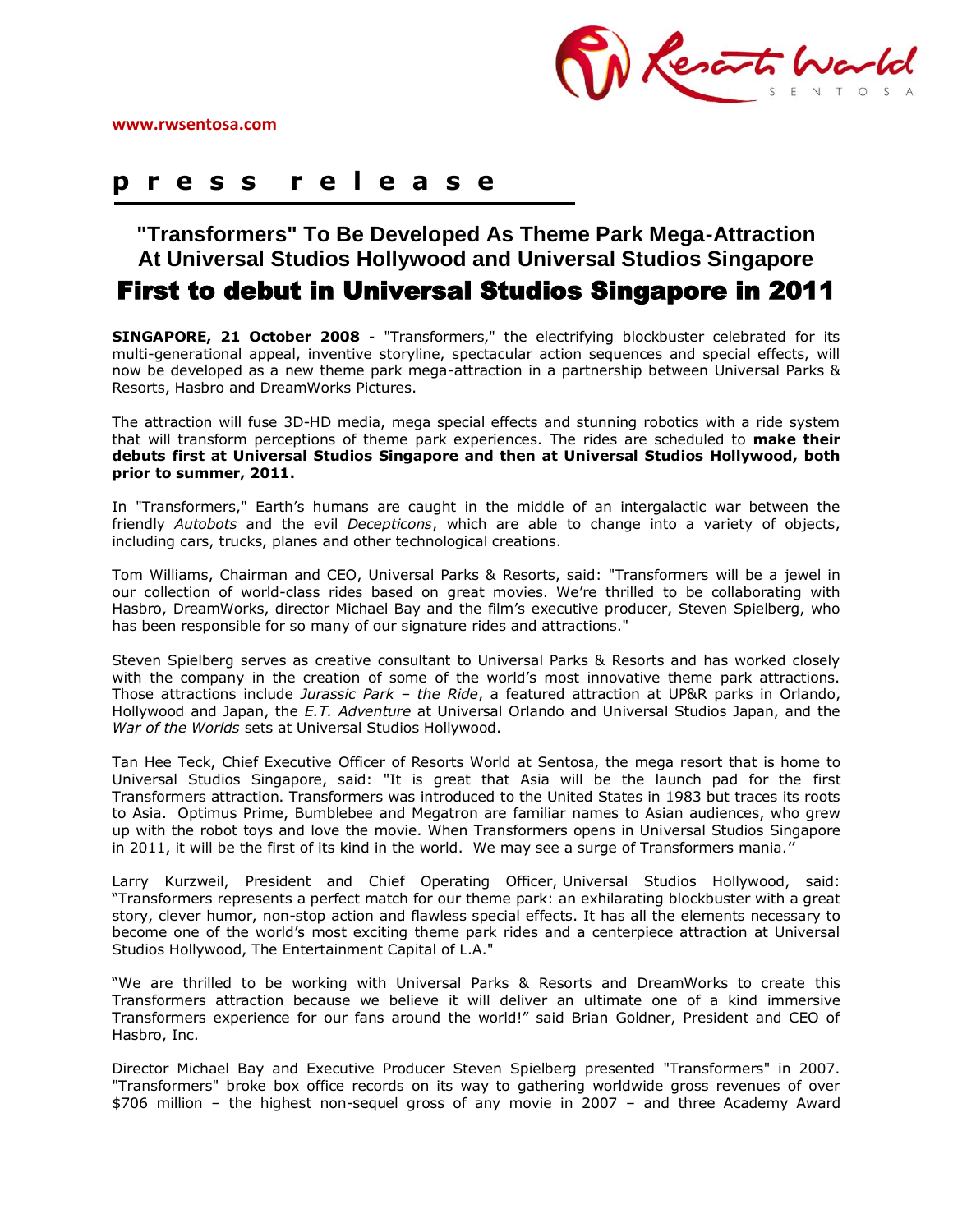www.rwsentosa.com

**p r e s s   r e l e a s e**

## "Transformers" To Be Developed As Theme Park Mega-Attraction At Universal Studios Hollywood and Universal Studios Singapore

# First to debut in Universal Studios Singapore in 2011

**SINGAPORE, 21 October 2008** - "Transformers," the electrifying blockbuster celebrated for its multi-generational appeal, inventive storyline, spectacular action sequences and special effects, will now be developed as a new theme park mega-attraction in a partnership between Universal Parks & Resorts, Hasbro and DreamWorks Pictures.

The attraction will fuse 3D-HD media, mega special effects and stunning robotics with a ride system that will transform perceptions of theme park experiences. The rides are scheduled to **make their debuts first at Universal Studios Singapore and then at Universal Studios Hollywood, both prior to summer, 2011.**

In "Transformers," Earth's humans are caught in the middle of an intergalactic war between the friendly *Autobots* and the evil *Decepticons*, which are able to change into a variety of objects, including cars, trucks, planes and other technological creations.

Tom Williams, Chairman and CEO, Universal Parks & Resorts, said: "Transformers will be a jewel in our collection of world-class rides based on great movies. We're thrilled to be collaborating with Hasbro, DreamWorks, director Michael Bay and the film's executive producer, Steven Spielberg, who has been responsible for so many of our signature rides and attractions."

Steven Spielberg serves as creative consultant to Universal Parks & Resorts and has worked closely with the company in the creation of some of the world's most innovative theme park attractions. Those attractions include *Jurassic Park – the Ride*, a featured attraction at UP&R parks in Orlando, Hollywood and Japan, the *E.T. Adventure* at Universal Orlando and Universal Studios Japan, and the *War of the Worlds* sets at Universal Studios Hollywood.

Tan Hee Teck, Chief Executive Officer of Resorts World at Sentosa, the mega resort that is home to Universal Studios Singapore, said: "It is great that Asia will be the launch pad for the first Transformers attraction. Transformers was introduced to the United States in 1983 but traces its roots to Asia. Optimus Prime, Bumblebee and Megatron are familiar names to Asian audiences, who grew up with the robot toys and love the movie. When Transformers opens in Universal Studios Singapore in 2011, it will be the first of its kind in the world. We may see a surge of Transformers mania.''

Larry Kurzweil, President and Chief Operating Officer, Universal Studios Hollywood, said: "Transformers represents a perfect match for our theme park: an exhilarating blockbuster with a great story, clever humor, non-stop action and flawless special effects. It has all the elements necessary to become one of the world's most exciting theme park rides and a centerpiece attraction at Universal Studios Hollywood, The Entertainment Capital of L.A."

"We are thrilled to be working with Universal Parks & Resorts and DreamWorks to create this Transformers attraction because we believe it will deliver an ultimate one of a kind immersive Transformers experience for our fans around the world!" said Brian Goldner, President and CEO of Hasbro, Inc.

Director Michael Bay and Executive Producer Steven Spielberg presented "Transformers" in 2007. "Transformers" broke box office records on its way to gathering worldwide gross revenues of over $706 million – the highest non-sequel gross of any movie in 2007 – and three Academy Award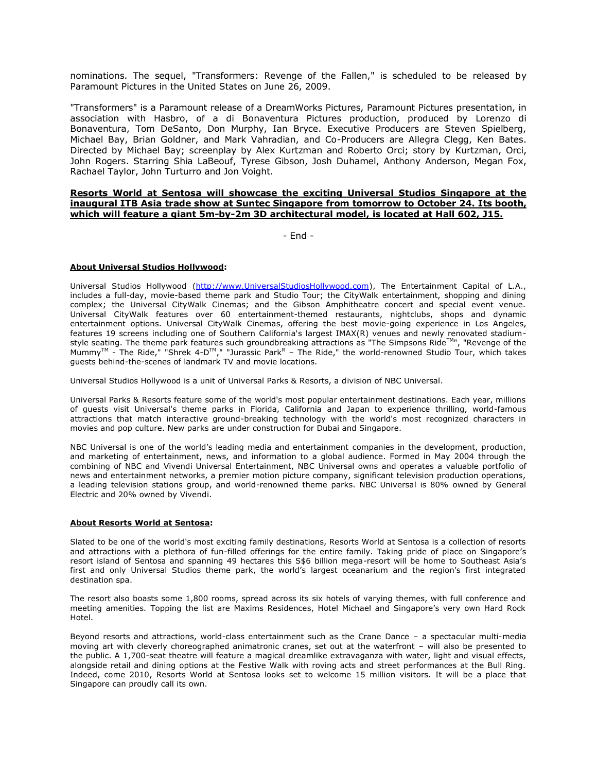nominations. The sequel, "Transformers: Revenge of the Fallen," is scheduled to be released by Paramount Pictures in the United States on June 26, 2009.

"Transformers" is a Paramount release of a DreamWorks Pictures, Paramount Pictures presentation, in association with Hasbro, of a di Bonaventura Pictures production, produced by Lorenzo di Bonaventura, Tom DeSanto, Don Murphy, Ian Bryce. Executive Producers are Steven Spielberg, Michael Bay, Brian Goldner, and Mark Vahradian, and Co-Producers are Allegra Clegg, Ken Bates. Directed by Michael Bay; screenplay by Alex Kurtzman and Roberto Orci; story by Kurtzman, Orci, John Rogers. Starring Shia LaBeouf, Tyrese Gibson, Josh Duhamel, Anthony Anderson, Megan Fox, Rachael Taylor, John Turturro and Jon Voight.

**Resorts World at Sentosa will showcase the exciting Universal Studios Singapore at the inaugural ITB Asia trade show at Suntec Singapore from tomorrow to October 24. Its booth, which will feature a giant 5m-by-2m 3D architectural model, is located at Hall 602, J15.**

- End -

**About Universal Studios Hollywood:**

Universal Studios Hollywood (http://www.UniversalStudiosHollywood.com), The Entertainment Capital of L.A., includes a full-day, movie-based theme park and Studio Tour; the CityWalk entertainment, shopping and dining complex; the Universal CityWalk Cinemas; and the Gibson Amphitheatre concert and special event venue. Universal CityWalk features over 60 entertainment-themed restaurants, nightclubs, shops and dynamic entertainment options. Universal CityWalk Cinemas, offering the best movie-going experience in Los Angeles, features 19 screens including one of Southern California's largest IMAX(R) venues and newly renovated stadium-style seating. The theme park features such groundbreaking attractions as "The Simpsons Ride™", "Revenge of the Mummy™ - The Ride," "Shrek 4-D™," "Jurassic Park® – The Ride," the world-renowned Studio Tour, which takes guests behind-the-scenes of landmark TV and movie locations.

Universal Studios Hollywood is a unit of Universal Parks & Resorts, a division of NBC Universal.

Universal Parks & Resorts feature some of the world's most popular entertainment destinations. Each year, millions of guests visit Universal's theme parks in Florida, California and Japan to experience thrilling, world-famous attractions that match interactive ground-breaking technology with the world's most recognized characters in movies and pop culture. New parks are under construction for Dubai and Singapore.

NBC Universal is one of the world's leading media and entertainment companies in the development, production, and marketing of entertainment, news, and information to a global audience. Formed in May 2004 through the combining of NBC and Vivendi Universal Entertainment, NBC Universal owns and operates a valuable portfolio of news and entertainment networks, a premier motion picture company, significant television production operations, a leading television stations group, and world-renowned theme parks. NBC Universal is 80% owned by General Electric and 20% owned by Vivendi.

**About Resorts World at Sentosa:**

Slated to be one of the world's most exciting family destinations, Resorts World at Sentosa is a collection of resorts and attractions with a plethora of fun-filled offerings for the entire family. Taking pride of place on Singapore's resort island of Sentosa and spanning 49 hectares this S$6 billion mega-resort will be home to Southeast Asia's first and only Universal Studios theme park, the world's largest oceanarium and the region's first integrated destination spa.

The resort also boasts some 1,800 rooms, spread across its six hotels of varying themes, with full conference and meeting amenities. Topping the list are Maxims Residences, Hotel Michael and Singapore's very own Hard Rock Hotel.

Beyond resorts and attractions, world-class entertainment such as the Crane Dance – a spectacular multi-media moving art with cleverly choreographed animatronic cranes, set out at the waterfront – will also be presented to the public. A 1,700-seat theatre will feature a magical dreamlike extravaganza with water, light and visual effects, alongside retail and dining options at the Festive Walk with roving acts and street performances at the Bull Ring. Indeed, come 2010, Resorts World at Sentosa looks set to welcome 15 million visitors. It will be a place that Singapore can proudly call its own.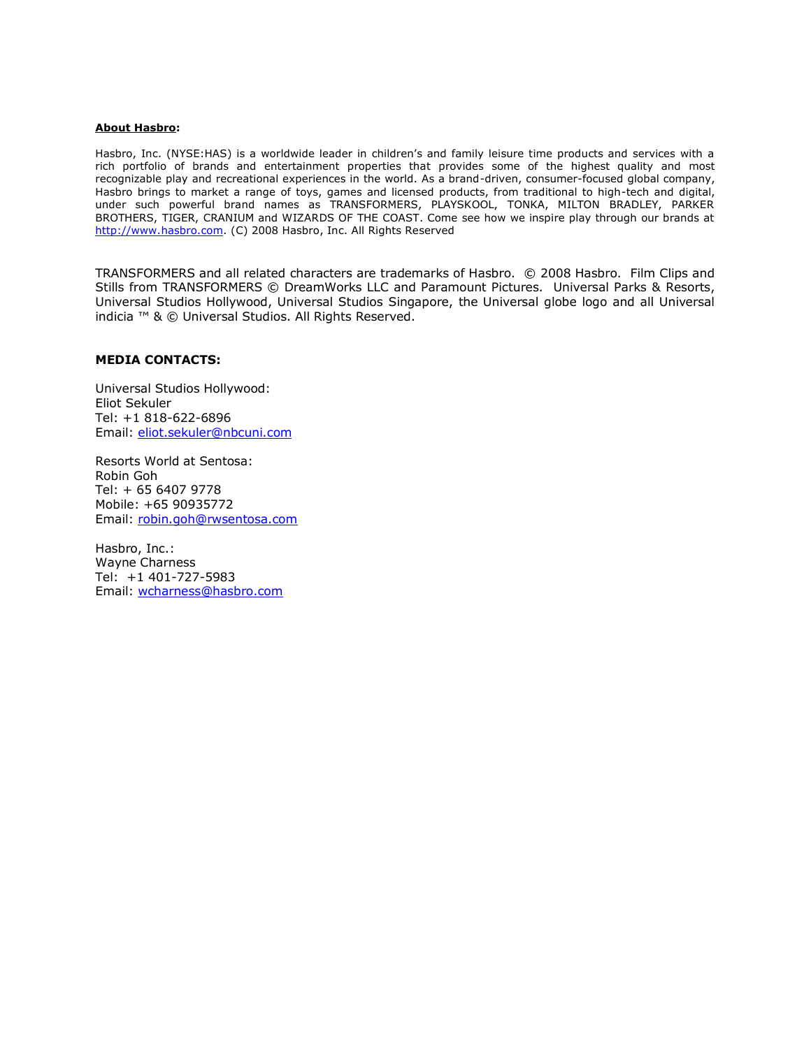**About Hasbro:**

Hasbro, Inc. (NYSE:HAS) is a worldwide leader in children's and family leisure time products and services with a rich portfolio of brands and entertainment properties that provides some of the highest quality and most recognizable play and recreational experiences in the world. As a brand-driven, consumer-focused global company, Hasbro brings to market a range of toys, games and licensed products, from traditional to high-tech and digital, under such powerful brand names as TRANSFORMERS, PLAYSKOOL, TONKA, MILTON BRADLEY, PARKER BROTHERS, TIGER, CRANIUM and WIZARDS OF THE COAST. Come see how we inspire play through our brands at http://www.hasbro.com. (C) 2008 Hasbro, Inc. All Rights Reserved

TRANSFORMERS and all related characters are trademarks of Hasbro. © 2008 Hasbro. Film Clips and Stills from TRANSFORMERS © DreamWorks LLC and Paramount Pictures. Universal Parks & Resorts, Universal Studios Hollywood, Universal Studios Singapore, the Universal globe logo and all Universal indicia ™ & © Universal Studios. All Rights Reserved.

**MEDIA CONTACTS:**

Universal Studios Hollywood:
Eliot Sekuler
Tel: +1 818-622-6896
Email: eliot.sekuler@nbcuni.com

Resorts World at Sentosa:
Robin Goh
Tel: + 65 6407 9778
Mobile: +65 90935772
Email: robin.goh@rwsentosa.com

Hasbro, Inc.:
Wayne Charness
Tel: +1 401-727-5983
Email: wcharness@hasbro.com